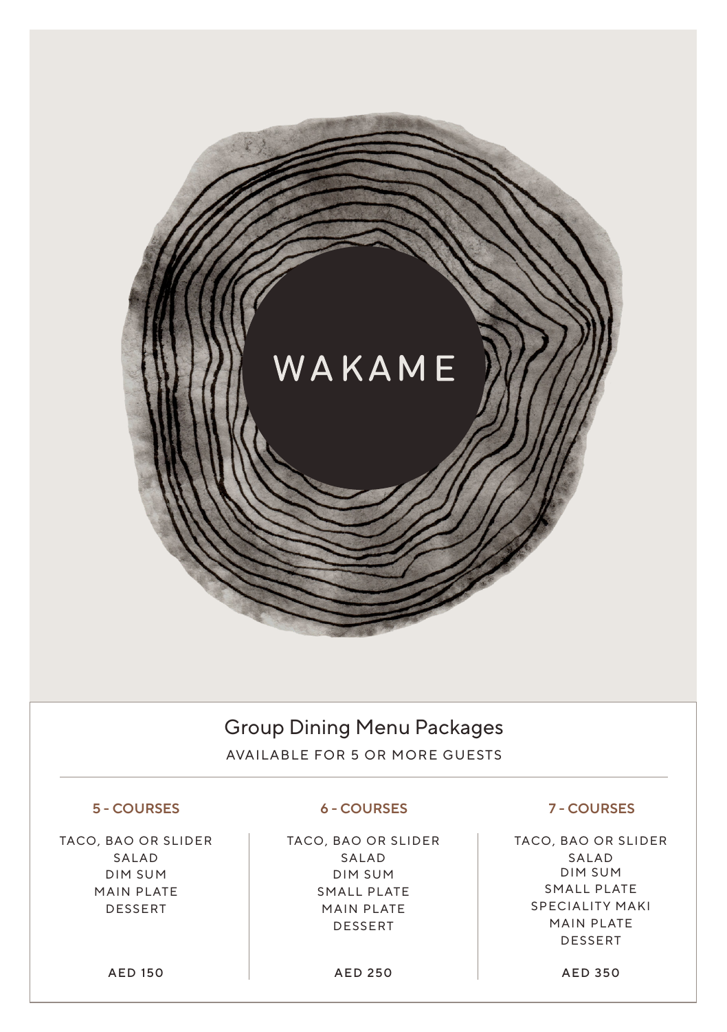# WAKAME

## Group Dining Menu Packages

AVAILABLE FOR 5 OR MORE GUESTS

### 5 - COURSES

TACO, BAO OR SLIDER
SALAD
DIM SUM
MAIN PLATE
DESSERT

AED 150

### 6 - COURSES

TACO, BAO OR SLIDER
SALAD
DIM SUM
SMALL PLATE
MAIN PLATE
DESSERT

AED 250

### 7 - COURSES

TACO, BAO OR SLIDER
SALAD
DIM SUM
SMALL PLATE
SPECIALITY MAKI
MAIN PLATE
DESSERT

AED 350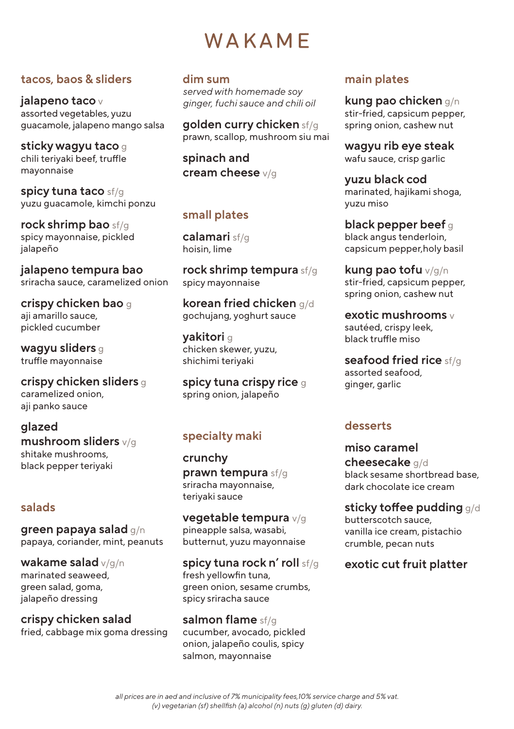# WAKAME

## tacos, baos & sliders

**jalapeno taco** v
assorted vegetables, yuzu guacamole, jalapeno mango salsa

**sticky wagyu taco** g
chili teriyaki beef, truffle mayonnaise

**spicy tuna taco** sf/g
yuzu guacamole, kimchi ponzu

**rock shrimp bao** sf/g
spicy mayonnaise, pickled jalapeño

**jalapeno tempura bao**
sriracha sauce, caramelized onion

**crispy chicken bao** g
aji amarillo sauce, pickled cucumber

**wagyu sliders** g
truffle mayonnaise

**crispy chicken sliders** g
caramelized onion, aji panko sauce

**glazed mushroom sliders** v/g
shitake mushrooms, black pepper teriyaki

## salads

**green papaya salad** g/n
papaya, coriander, mint, peanuts

**wakame salad** v/g/n
marinated seaweed, green salad, goma, jalapeño dressing

**crispy chicken salad**
fried, cabbage mix goma dressing

## dim sum

*served with homemade soy ginger, fuchi sauce and chili oil*

**golden curry chicken** sf/g
prawn, scallop, mushroom siu mai

**spinach and cream cheese** v/g

## small plates

**calamari** sf/g
hoisin, lime

**rock shrimp tempura** sf/g
spicy mayonnaise

**korean fried chicken** g/d
gochujang, yoghurt sauce

**yakitori** g
chicken skewer, yuzu, shichimi teriyaki

**spicy tuna crispy rice** g
spring onion, jalapeño

## specialty maki

**crunchy prawn tempura** sf/g
sriracha mayonnaise, teriyaki sauce

**vegetable tempura** v/g
pineapple salsa, wasabi, butternut, yuzu mayonnaise

**spicy tuna rock n' roll** sf/g
fresh yellowfin tuna, green onion, sesame crumbs, spicy sriracha sauce

**salmon flame** sf/g
cucumber, avocado, pickled onion, jalapeño coulis, spicy salmon, mayonnaise

## main plates

**kung pao chicken** g/n
stir-fried, capsicum pepper, spring onion, cashew nut

**wagyu rib eye steak**
wafu sauce, crisp garlic

**yuzu black cod**
marinated, hajikami shoga, yuzu miso

**black pepper beef** g
black angus tenderloin, capsicum pepper,holy basil

**kung pao tofu** v/g/n
stir-fried, capsicum pepper, spring onion, cashew nut

**exotic mushrooms** v
sautéed, crispy leek, black truffle miso

**seafood fried rice** sf/g
assorted seafood, ginger, garlic

## desserts

**miso caramel cheesecake** g/d
black sesame shortbread base, dark chocolate ice cream

**sticky toffee pudding** g/d
butterscotch sauce, vanilla ice cream, pistachio crumble, pecan nuts

**exotic cut fruit platter**

*all prices are in aed and inclusive of 7% municipality fees,10% service charge and 5% vat.*
*(v) vegetarian (sf) shellfish (a) alcohol (n) nuts (g) gluten (d) dairy.*